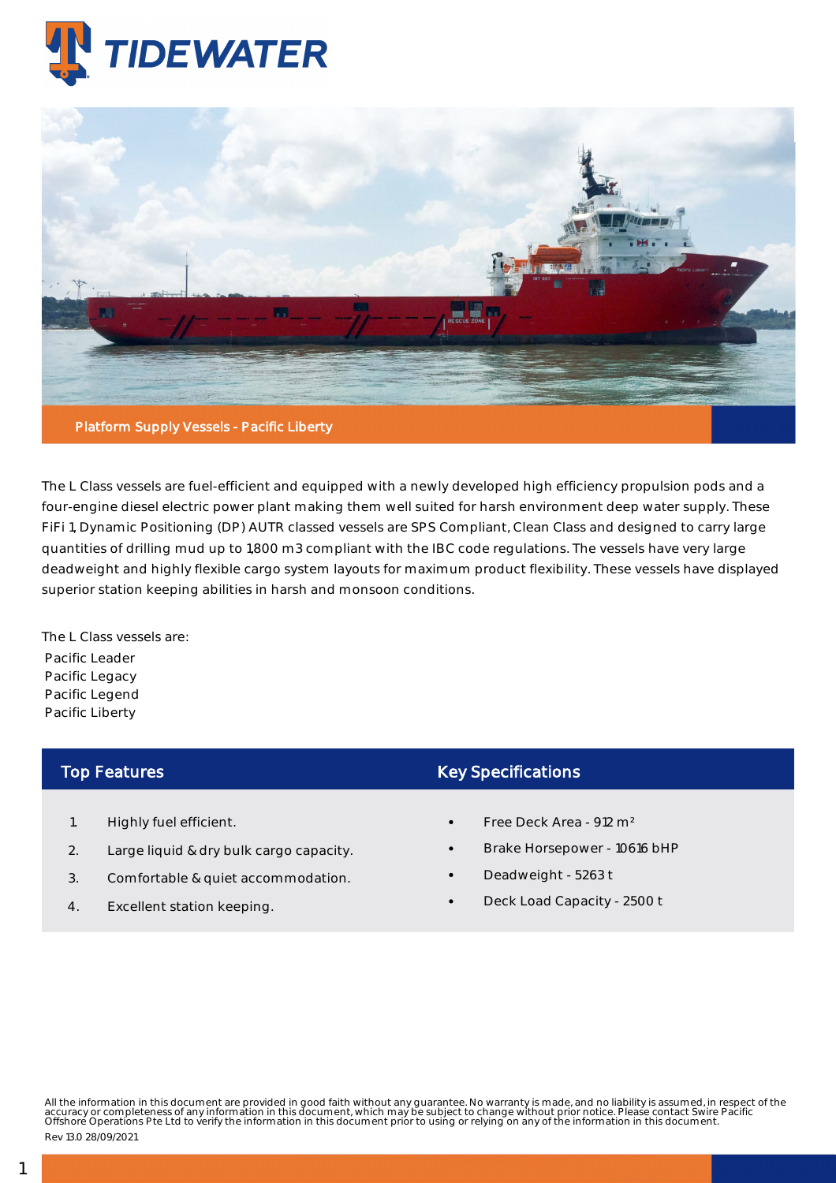# TIDEWATER

**Platform Supply Vessels - Pacific Liberty**

The L Class vessels are fuel-efficient and equipped with a newly developed high efficiency propulsion pods and a four-engine diesel electric power plant making them well suited for harsh environment deep water supply. These FiFi 1, Dynamic Positioning (DP) AUTR classed vessels are SPS Compliant, Clean Class and designed to carry large quantities of drilling mud up to 1,800 m3 compliant with the IBC code regulations. The vessels have very large deadweight and highly flexible cargo system layouts for maximum product flexibility. These vessels have displayed superior station keeping abilities in harsh and monsoon conditions.

The L Class vessels are:

Pacific Leader
Pacific Legacy
Pacific Legend
Pacific Liberty

## Top Features

1. Highly fuel efficient.
2. Large liquid & dry bulk cargo capacity.
3. Comfortable & quiet accommodation.
4. Excellent station keeping.

## Key Specifications

- Free Deck Area - 912 m²
- Brake Horsepower - 10616 bHP
- Deadweight - 5263 t
- Deck Load Capacity - 2500 t

All the information in this document are provided in good faith without any guarantee. No warranty is made, and no liability is assumed, in respect of the accuracy or completeness of any information in this document, which may be subject to change without prior notice. Please contact Swire Pacific Offshore Operations Pte Ltd to verify the information in this document prior to using or relying on any of the information in this document.

Rev 13.0 28/09/2021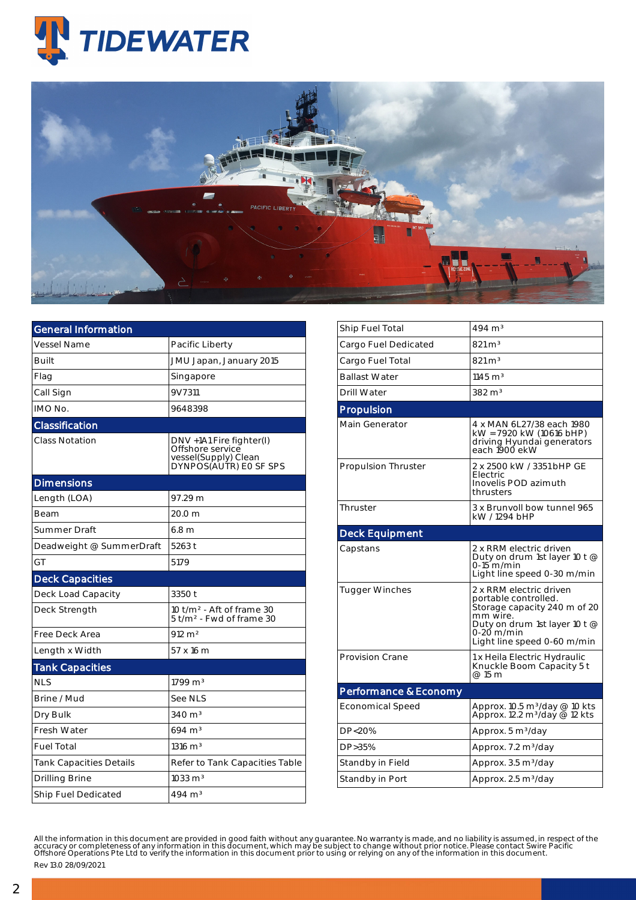TIDEWATER

| General Information | |
|---|---|
| Vessel Name | Pacific Liberty |
| Built | JMU Japan, January 2015 |
| Flag | Singapore |
| Call Sign | 9V7311 |
| IMO No. | 9648398 |
| **Classification** | |
| Class Notation | DNV +1A1 Fire fighter(I) Offshore service vessel(Supply) Clean DYNPOS(AUTR) E0 SF SPS |
| **Dimensions** | |
| Length (LOA) | 97.29 m |
| Beam | 20.0 m |
| Summer Draft | 6.8 m |
| Deadweight @ SummerDraft | 5263 t |
| GT | 5179 |
| **Deck Capacities** | |
| Deck Load Capacity | 3350 t |
| Deck Strength | 10 t/m² - Aft of frame 30<br>5 t/m² - Fwd of frame 30 |
| Free Deck Area | 912 m² |
| Length x Width | 57 x 16 m |
| **Tank Capacities** | |
| NLS | 1799 m³ |
| Brine / Mud | See NLS |
| Dry Bulk | 340 m³ |
| Fresh Water | 694 m³ |
| Fuel Total | 1316 m³ |
| Tank Capacities Details | Refer to Tank Capacities Table |
| Drilling Brine | 1033 m³ |
| Ship Fuel Dedicated | 494 m³ |
| Ship Fuel Total | 494 m³ |
| Cargo Fuel Dedicated | 821m³ |
| Cargo Fuel Total | 821m³ |
| Ballast Water | 1145 m³ |
| Drill Water | 382 m³ |
| **Propulsion** | |
| Main Generator | 4 x MAN 6L27/38 each 1980 kW = 7920 kW (10616 bHP) driving Hyundai generators each 1900 ekW |
| Propulsion Thruster | 2 x 2500 kW / 3351 bHP GE Electric Inovelis POD azimuth thrusters |
| Thruster | 3 x Brunvoll bow tunnel 965 kW / 1294 bHP |
| **Deck Equipment** | |
| Capstans | 2 x RRM electric driven<br>Duty on drum 1st layer 10 t @ 0-15 m/min<br>Light line speed 0-30 m/min |
| Tugger Winches | 2 x RRM electric driven portable controlled.<br>Storage capacity 240 m of 20 mm wire.<br>Duty on drum 1st layer 10 t @ 0-20 m/min<br>Light line speed 0-60 m/min |
| Provision Crane | 1 x Heila Electric Hydraulic Knuckle Boom Capacity 5 t @ 15 m |
| **Performance & Economy** | |
| Economical Speed | Approx. 10.5 m³/day @ 10 kts<br>Approx. 12.2 m³/day @ 12 kts |
| DP<20% | Approx. 5 m³/day |
| DP>35% | Approx. 7.2 m³/day |
| Standby in Field | Approx. 3.5 m³/day |
| Standby in Port | Approx. 2.5 m³/day |

All the information in this document are provided in good faith without any guarantee. No warranty is made, and no liability is assumed, in respect of the accuracy or completeness of any information in this document, which may be subject to change without prior notice. Please contact Swire Pacific Offshore Operations Pte Ltd to verify the information in this document prior to using or relying on any of the information in this document.

Rev 13.0 28/09/2021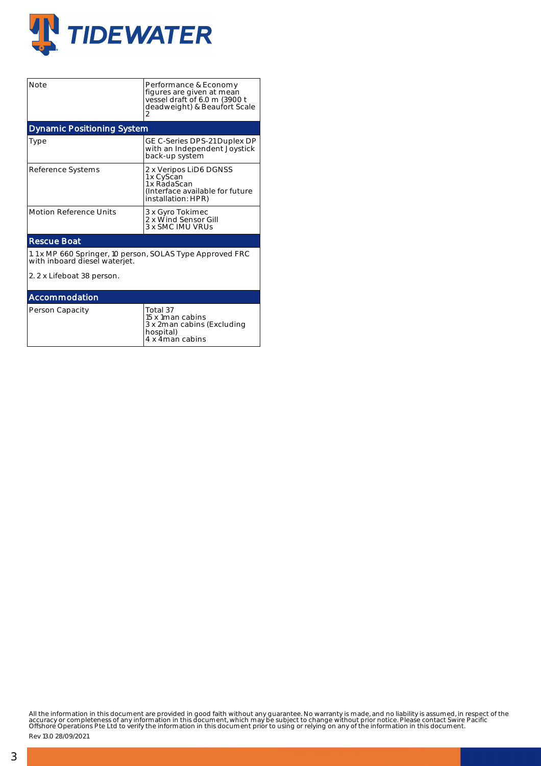| Note | Performance & Economy figures are given at mean vessel draft of 6.0 m (3900 t deadweight) & Beaufort Scale 2 |
|---|---|

## Dynamic Positioning System

| Type | GE C-Series DPS-21 Duplex DP with an Independent Joystick back-up system |
|---|---|
| Reference Systems | 2 x Veripos LiD6 DGNSS<br>1x CyScan<br>1x RadaScan<br>(Interface available for future installation: HPR) |
| Motion Reference Units | 3 x Gyro Tokimec<br>2 x Wind Sensor Gill<br>3 x SMC IMU VRUs |

## Rescue Boat

1. 1 x MP 660 Springer, 10 person, SOLAS Type Approved FRC with inboard diesel waterjet.

2. 2 x Lifeboat 38 person.

## Accommodation

| Person Capacity | Total 37<br>15 x 1man cabins<br>3 x 2man cabins (Excluding hospital)<br>4 x 4man cabins |
|---|---|

All the information in this document are provided in good faith without any guarantee. No warranty is made, and no liability is assumed, in respect of the accuracy or completeness of any information in this document, which may be subject to change without prior notice. Please contact Swire Pacific Offshore Operations Pte Ltd to verify the information in this document prior to using or relying on any of the information in this document.

Rev 13.0 28/09/2021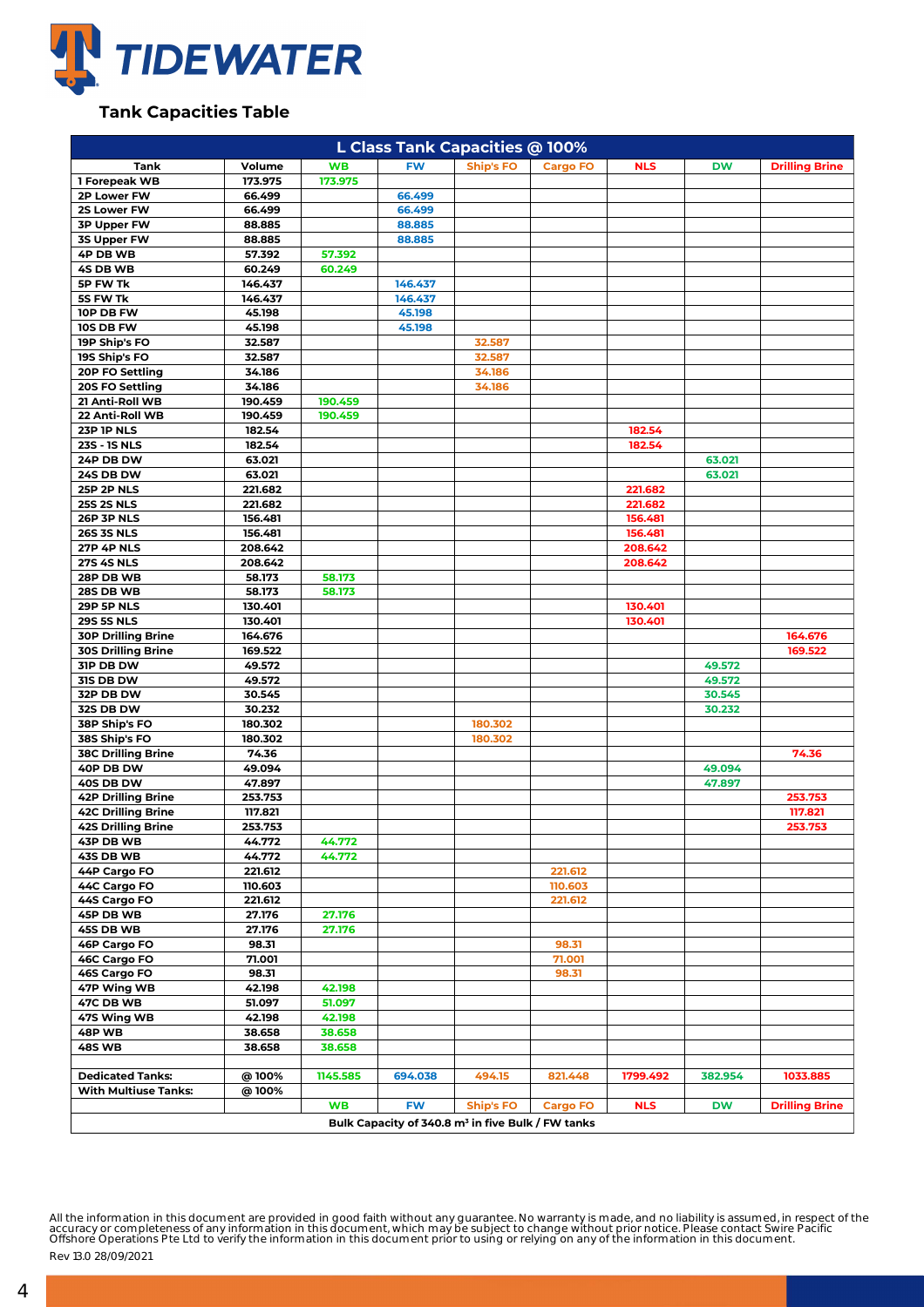## Tank Capacities Table

| L Class Tank Capacities @ 100% | | | | | | | | |
|---|---|---|---|---|---|---|---|---|
| **Tank** | **Volume** | **WB** | **FW** | **Ship's FO** | **Cargo FO** | **NLS** | **DW** | **Drilling Brine** |
| 1 Forepeak WB | 173.975 | 173.975 | | | | | | |
| 2P Lower FW | 66.499 | | 66.499 | | | | | |
| 2S Lower FW | 66.499 | | 66.499 | | | | | |
| 3P Upper FW | 88.885 | | 88.885 | | | | | |
| 3S Upper FW | 88.885 | | 88.885 | | | | | |
| 4P DB WB | 57.392 | 57.392 | | | | | | |
| 4S DB WB | 60.249 | 60.249 | | | | | | |
| 5P FW Tk | 146.437 | | 146.437 | | | | | |
| 5S FW Tk | 146.437 | | 146.437 | | | | | |
| 10P DB FW | 45.198 | | 45.198 | | | | | |
| 10S DB FW | 45.198 | | 45.198 | | | | | |
| 19P Ship's FO | 32.587 | | | 32.587 | | | | |
| 19S Ship's FO | 32.587 | | | 32.587 | | | | |
| 20P FO Settling | 34.186 | | | 34.186 | | | | |
| 20S FO Settling | 34.186 | | | 34.186 | | | | |
| 21 Anti-Roll WB | 190.459 | 190.459 | | | | | | |
| 22 Anti-Roll WB | 190.459 | 190.459 | | | | | | |
| 23P 1P NLS | 182.54 | | | | | 182.54 | | |
| 23S - 1S NLS | 182.54 | | | | | 182.54 | | |
| 24P DB DW | 63.021 | | | | | | 63.021 | |
| 24S DB DW | 63.021 | | | | | | 63.021 | |
| 25P 2P NLS | 221.682 | | | | | 221.682 | | |
| 25S 2S NLS | 221.682 | | | | | 221.682 | | |
| 26P 3P NLS | 156.481 | | | | | 156.481 | | |
| 26S 3S NLS | 156.481 | | | | | 156.481 | | |
| 27P 4P NLS | 208.642 | | | | | 208.642 | | |
| 27S 4S NLS | 208.642 | | | | | 208.642 | | |
| 28P DB WB | 58.173 | 58.173 | | | | | | |
| 28S DB WB | 58.173 | 58.173 | | | | | | |
| 29P 5P NLS | 130.401 | | | | | 130.401 | | |
| 29S 5S NLS | 130.401 | | | | | 130.401 | | |
| 30P Drilling Brine | 164.676 | | | | | | | 164.676 |
| 30S Drilling Brine | 169.522 | | | | | | | 169.522 |
| 31P DB DW | 49.572 | | | | | | 49.572 | |
| 31S DB DW | 49.572 | | | | | | 49.572 | |
| 32P DB DW | 30.545 | | | | | | 30.545 | |
| 32S DB DW | 30.232 | | | | | | 30.232 | |
| 38P Ship's FO | 180.302 | | | 180.302 | | | | |
| 38S Ship's FO | 180.302 | | | 180.302 | | | | |
| 38C Drilling Brine | 74.36 | | | | | | | 74.36 |
| 40P DB DW | 49.094 | | | | | | 49.094 | |
| 40S DB DW | 47.897 | | | | | | 47.897 | |
| 42P Drilling Brine | 253.753 | | | | | | | 253.753 |
| 42C Drilling Brine | 117.821 | | | | | | | 117.821 |
| 42S Drilling Brine | 253.753 | | | | | | | 253.753 |
| 43P DB WB | 44.772 | 44.772 | | | | | | |
| 43S DB WB | 44.772 | 44.772 | | | | | | |
| 44P Cargo FO | 221.612 | | | | 221.612 | | | |
| 44C Cargo FO | 110.603 | | | | 110.603 | | | |
| 44S Cargo FO | 221.612 | | | | 221.612 | | | |
| 45P DB WB | 27.176 | 27.176 | | | | | | |
| 45S DB WB | 27.176 | 27.176 | | | | | | |
| 46P Cargo FO | 98.31 | | | | 98.31 | | | |
| 46C Cargo FO | 71.001 | | | | 71.001 | | | |
| 46S Cargo FO | 98.31 | | | | 98.31 | | | |
| 47P Wing WB | 42.198 | 42.198 | | | | | | |
| 47C DB WB | 51.097 | 51.097 | | | | | | |
| 47S Wing WB | 42.198 | 42.198 | | | | | | |
| 48P WB | 38.658 | 38.658 | | | | | | |
| 48S WB | 38.658 | 38.658 | | | | | | |
| | | | | | | | | |
| **Dedicated Tanks:** | **@ 100%** | **1145.585** | **694.038** | **494.15** | **821.448** | **1799.492** | **382.954** | **1033.885** |
| **With Multiuse Tanks:** | **@ 100%** | | | | | | | |
| | | **WB** | **FW** | **Ship's FO** | **Cargo FO** | **NLS** | **DW** | **Drilling Brine** |
| **Bulk Capacity of 340.8 m³ in five Bulk / FW tanks** | | | | | | | | |

All the information in this document are provided in good faith without any guarantee. No warranty is made, and no liability is assumed, in respect of the accuracy or completeness of any information in this document, which may be subject to change without prior notice. Please contact Swire Pacific Offshore Operations Pte Ltd to verify the information in this document prior to using or relying on any of the information in this document.

Rev 13.0 28/09/2021